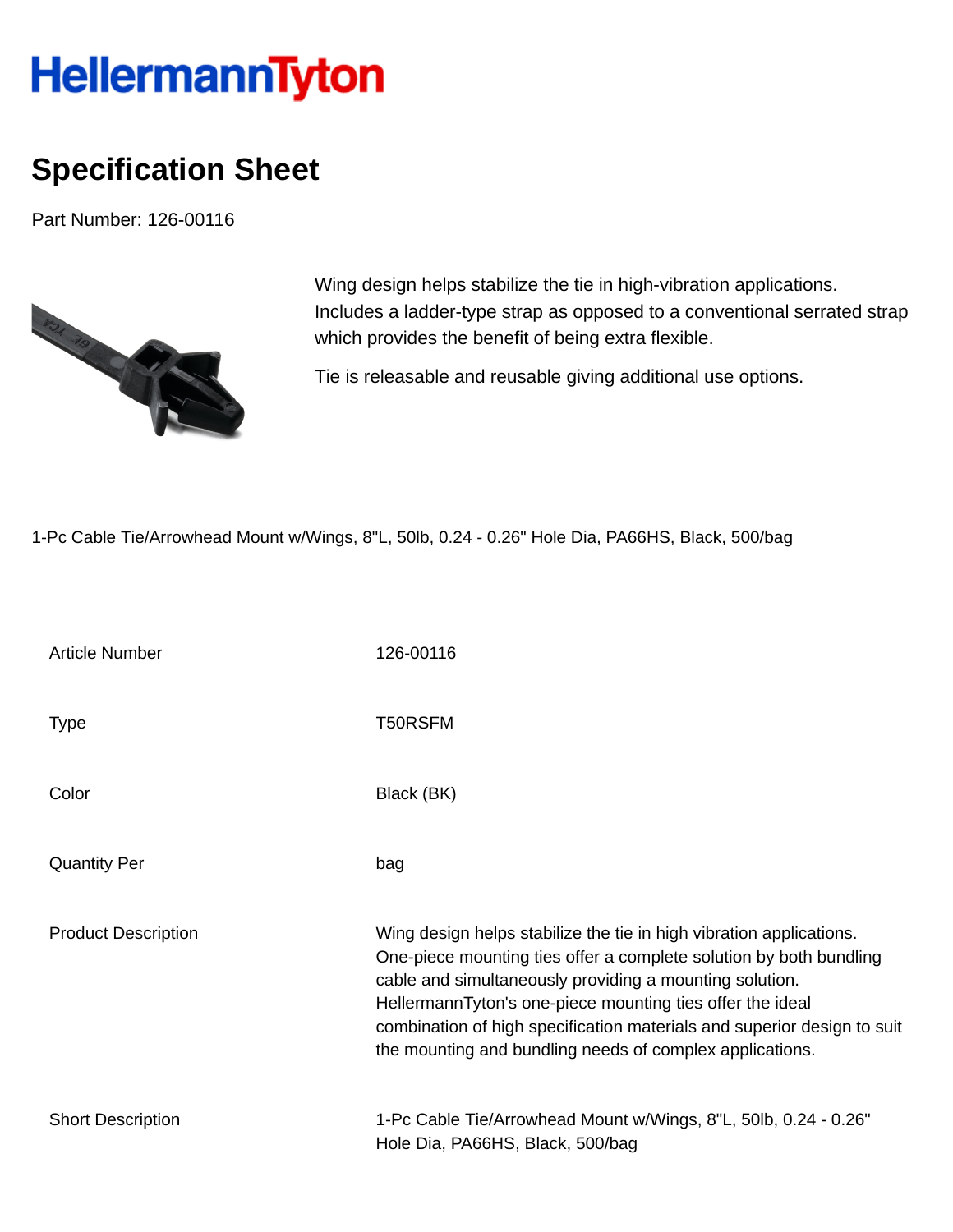HellermannTyton

# Specification Sheet

Part Number: 126-00116

Wing design helps stabilize the tie in high-vibration applications. Includes a ladder-type strap as opposed to a conventional serrated strap which provides the benefit of being extra flexible.

Tie is releasable and reusable giving additional use options.

1-Pc Cable Tie/Arrowhead Mount w/Wings, 8"L, 50lb, 0.24 - 0.26" Hole Dia, PA66HS, Black, 500/bag

| | |
|---|---|
| Article Number | 126-00116 |
| Type | T50RSFM |
| Color | Black (BK) |
| Quantity Per | bag |
| Product Description | Wing design helps stabilize the tie in high vibration applications. One-piece mounting ties offer a complete solution by both bundling cable and simultaneously providing a mounting solution. HellermannTyton's one-piece mounting ties offer the ideal combination of high specification materials and superior design to suit the mounting and bundling needs of complex applications. |
| Short Description | 1-Pc Cable Tie/Arrowhead Mount w/Wings, 8"L, 50lb, 0.24 - 0.26" Hole Dia, PA66HS, Black, 500/bag |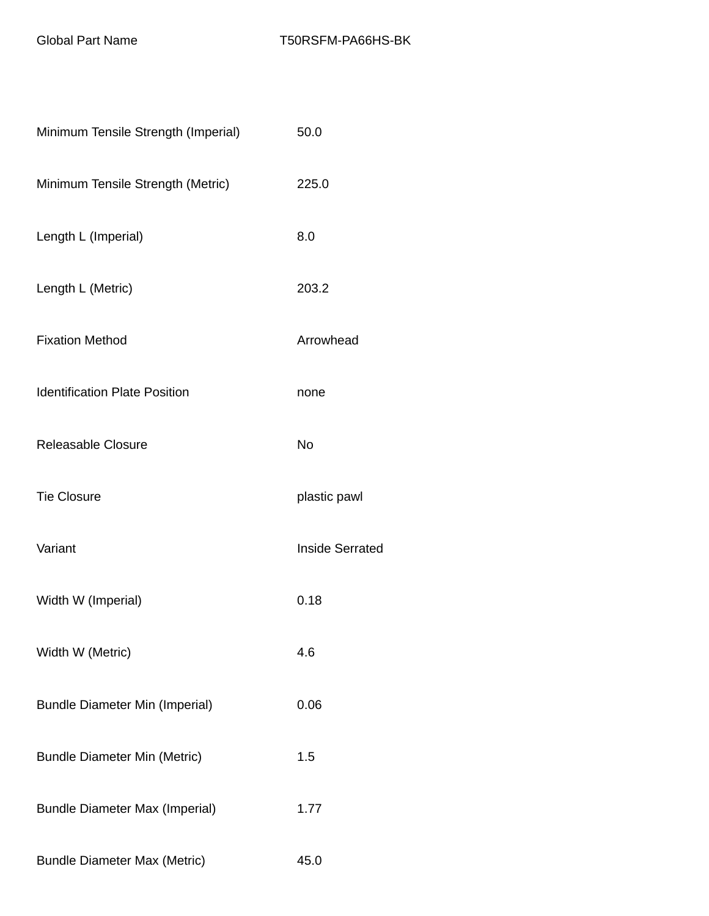| Global Part Name | T50RSFM-PA66HS-BK |
| --- | --- |
| Minimum Tensile Strength (Imperial) | 50.0 |
| Minimum Tensile Strength (Metric) | 225.0 |
| Length L (Imperial) | 8.0 |
| Length L (Metric) | 203.2 |
| Fixation Method | Arrowhead |
| Identification Plate Position | none |
| Releasable Closure | No |
| Tie Closure | plastic pawl |
| Variant | Inside Serrated |
| Width W (Imperial) | 0.18 |
| Width W (Metric) | 4.6 |
| Bundle Diameter Min (Imperial) | 0.06 |
| Bundle Diameter Min (Metric) | 1.5 |
| Bundle Diameter Max (Imperial) | 1.77 |
| Bundle Diameter Max (Metric) | 45.0 |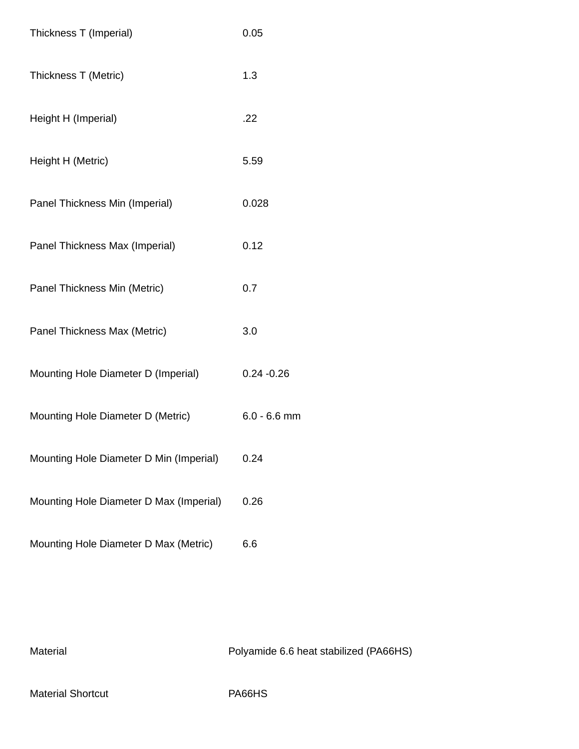| | |
|---|---|
| Thickness T (Imperial) | 0.05 |
| Thickness T (Metric) | 1.3 |
| Height H (Imperial) | .22 |
| Height H (Metric) | 5.59 |
| Panel Thickness Min (Imperial) | 0.028 |
| Panel Thickness Max (Imperial) | 0.12 |
| Panel Thickness Min (Metric) | 0.7 |
| Panel Thickness Max (Metric) | 3.0 |
| Mounting Hole Diameter D (Imperial) | 0.24 -0.26 |
| Mounting Hole Diameter D (Metric) | 6.0 - 6.6 mm |
| Mounting Hole Diameter D Min (Imperial) | 0.24 |
| Mounting Hole Diameter D Max (Imperial) | 0.26 |
| Mounting Hole Diameter D Max (Metric) | 6.6 |

| | |
|---|---|
| Material | Polyamide 6.6 heat stabilized (PA66HS) |
| Material Shortcut | PA66HS |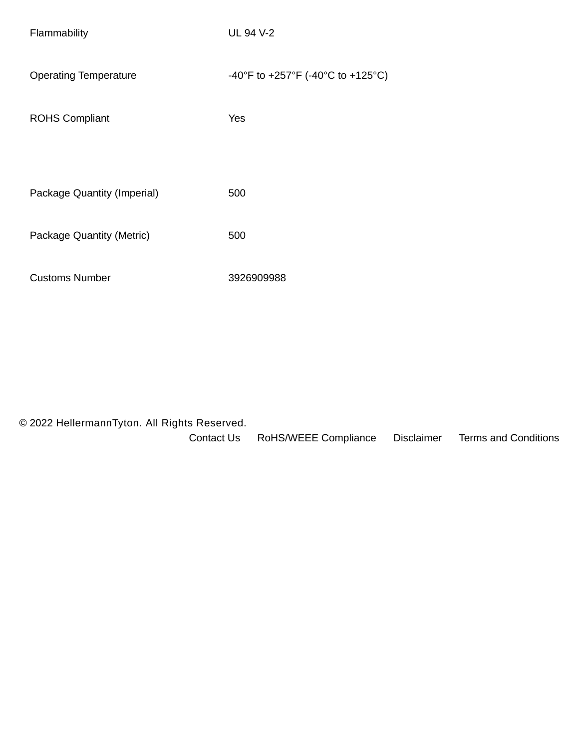| | |
|---|---|
| Flammability | UL 94 V-2 |
| Operating Temperature | -40°F to +257°F (-40°C to +125°C) |
| ROHS Compliant | Yes |
| Package Quantity (Imperial) | 500 |
| Package Quantity (Metric) | 500 |
| Customs Number | 3926909988 |

© 2022 HellermannTyton. All Rights Reserved.

Contact Us RoHS/WEEE Compliance Disclaimer Terms and Conditions